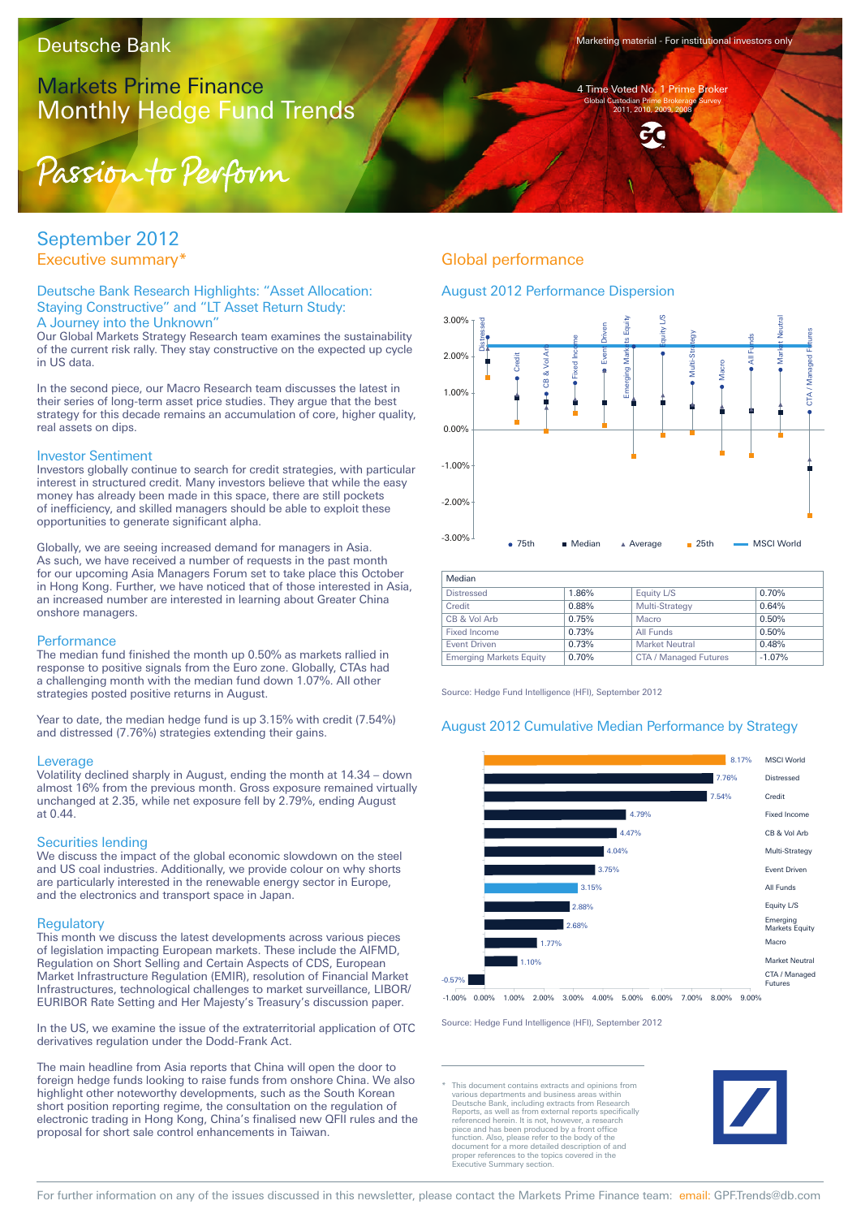# Deutsche Bank

Marketing material - For institutional investors only

## Markets Prime Finance Monthly Hedge Fund Trends

4 Time Voted No. 1 Prime Broker
Global Custodian Prime Brokerage Survey
2011, 2010, 2009, 2008

*Passion to Perform*

## September 2012

### Executive summary*

### Deutsche Bank Research Highlights: "Asset Allocation: Staying Constructive" and "LT Asset Return Study: A Journey into the Unknown"

Our Global Markets Strategy Research team examines the sustainability of the current risk rally. They stay constructive on the expected up cycle in US data.

In the second piece, our Macro Research team discusses the latest in their series of long-term asset price studies. They argue that the best strategy for this decade remains an accumulation of core, higher quality, real assets on dips.

### Investor Sentiment

Investors globally continue to search for credit strategies, with particular interest in structured credit. Many investors believe that while the easy money has already been made in this space, there are still pockets of inefficiency, and skilled managers should be able to exploit these opportunities to generate significant alpha.

Globally, we are seeing increased demand for managers in Asia. As such, we have received a number of requests in the past month for our upcoming Asia Managers Forum set to take place this October in Hong Kong. Further, we have noticed that of those interested in Asia, an increased number are interested in learning about Greater China onshore managers.

### Performance

The median fund finished the month up 0.50% as markets rallied in response to positive signals from the Euro zone. Globally, CTAs had a challenging month with the median fund down 1.07%. All other strategies posted positive returns in August.

Year to date, the median hedge fund is up 3.15% with credit (7.54%) and distressed (7.76%) strategies extending their gains.

### Leverage

Volatility declined sharply in August, ending the month at 14.34 – down almost 16% from the previous month. Gross exposure remained virtually unchanged at 2.35, while net exposure fell by 2.79%, ending August at 0.44.

### Securities lending

We discuss the impact of the global economic slowdown on the steel and US coal industries. Additionally, we provide colour on why shorts are particularly interested in the renewable energy sector in Europe, and the electronics and transport space in Japan.

### Regulatory

This month we discuss the latest developments across various pieces of legislation impacting European markets. These include the AIFMD, Regulation on Short Selling and Certain Aspects of CDS, European Market Infrastructure Regulation (EMIR), resolution of Financial Market Infrastructures, technological challenges to market surveillance, LIBOR/EURIBOR Rate Setting and Her Majesty's Treasury's discussion paper.

In the US, we examine the issue of the extraterritorial application of OTC derivatives regulation under the Dodd-Frank Act.

The main headline from Asia reports that China will open the door to foreign hedge funds looking to raise funds from onshore China. We also highlight other noteworthy developments, such as the South Korean short position reporting regime, the consultation on the regulation of electronic trading in Hong Kong, China's finalised new QFII rules and the proposal for short sale control enhancements in Taiwan.

## Global performance

### August 2012 Performance Dispersion

[Chart: 75th, Median, Average, 25th percentiles and MSCI World by strategy; y-axis -3.00% to 3.00%]

| Median | | | |
|---|---|---|---|
| Distressed | 1.86% | Equity L/S | 0.70% |
| Credit | 0.88% | Multi-Strategy | 0.64% |
| CB & Vol Arb | 0.75% | Macro | 0.50% |
| Fixed Income | 0.73% | All Funds | 0.50% |
| Event Driven | 0.73% | Market Neutral | 0.48% |
| Emerging Markets Equity | 0.70% | CTA / Managed Futures | -1.07% |

Source: Hedge Fund Intelligence (HFI), September 2012

### August 2012 Cumulative Median Performance by Strategy

| Strategy | Performance |
|---|---|
| MSCI World | 8.17% |
| Distressed | 7.76% |
| Credit | 7.54% |
| Fixed Income | 4.79% |
| CB & Vol Arb | 4.47% |
| Multi-Strategy | 4.04% |
| Event Driven | 3.75% |
| All Funds | 3.15% |
| Equity L/S | 2.88% |
| Emerging Markets Equity | 2.68% |
| Macro | 1.77% |
| Market Neutral | 1.10% |
| CTA / Managed Futures | -0.57% |

Source: Hedge Fund Intelligence (HFI), September 2012

\* This document contains extracts and opinions from various departments and business areas within Deutsche Bank, including extracts from Research Reports, as well as from external reports specifically referenced herein. It is not, however, a research piece and has been produced by a front office function. Also, please refer to the body of the document for a more detailed description of and proper references to the topics covered in the Executive Summary section.

For further information on any of the issues discussed in this newsletter, please contact the Markets Prime Finance team: email: GPF.Trends@db.com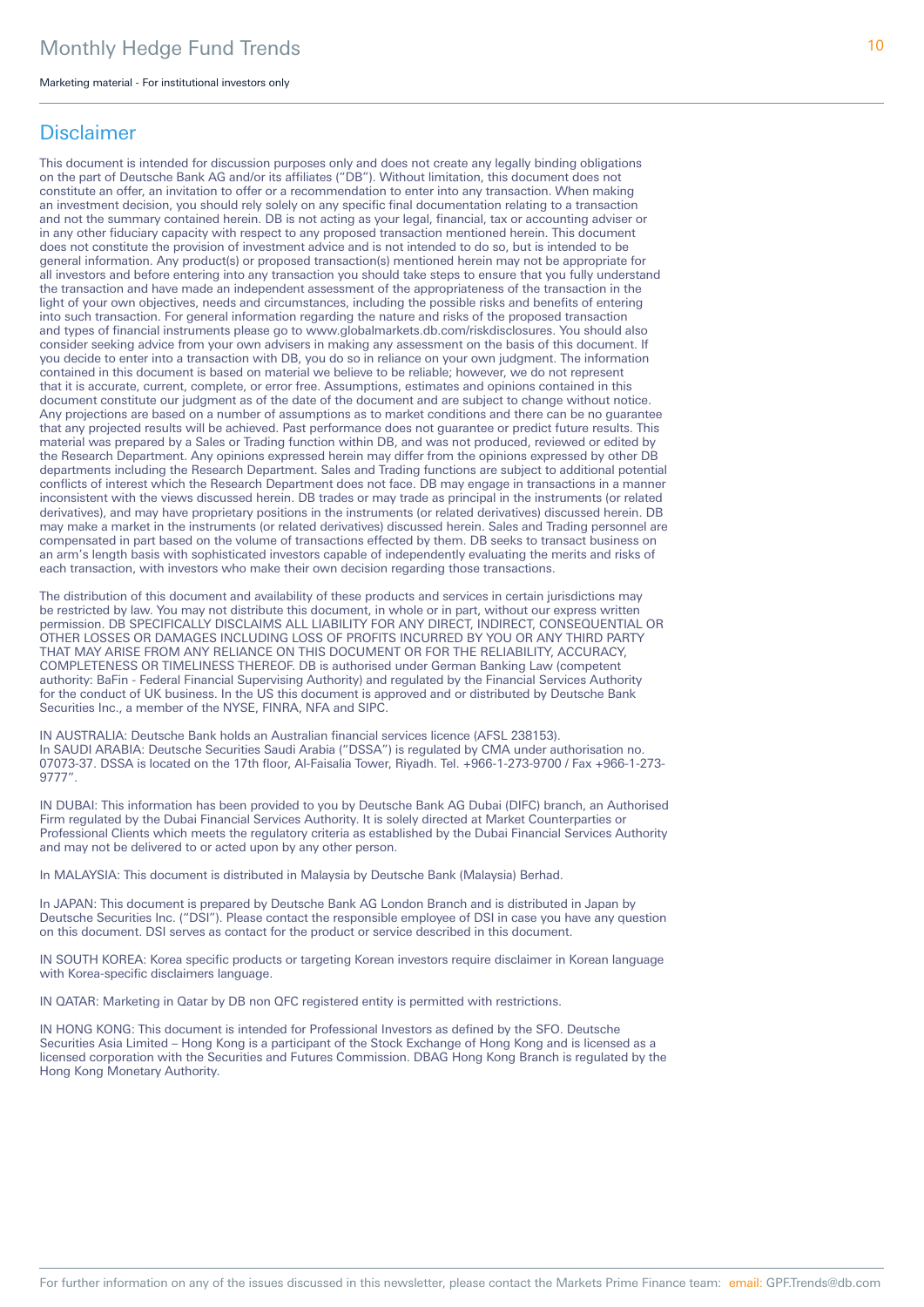## Disclaimer

This document is intended for discussion purposes only and does not create any legally binding obligations on the part of Deutsche Bank AG and/or its affiliates ("DB"). Without limitation, this document does not constitute an offer, an invitation to offer or a recommendation to enter into any transaction. When making an investment decision, you should rely solely on any specific final documentation relating to a transaction and not the summary contained herein. DB is not acting as your legal, financial, tax or accounting adviser or in any other fiduciary capacity with respect to any proposed transaction mentioned herein. This document does not constitute the provision of investment advice and is not intended to do so, but is intended to be general information. Any product(s) or proposed transaction(s) mentioned herein may not be appropriate for all investors and before entering into any transaction you should take steps to ensure that you fully understand the transaction and have made an independent assessment of the appropriateness of the transaction in the light of your own objectives, needs and circumstances, including the possible risks and benefits of entering into such transaction. For general information regarding the nature and risks of the proposed transaction and types of financial instruments please go to www.globalmarkets.db.com/riskdisclosures. You should also consider seeking advice from your own advisers in making any assessment on the basis of this document. If you decide to enter into a transaction with DB, you do so in reliance on your own judgment. The information contained in this document is based on material we believe to be reliable; however, we do not represent that it is accurate, current, complete, or error free. Assumptions, estimates and opinions contained in this document constitute our judgment as of the date of the document and are subject to change without notice. Any projections are based on a number of assumptions as to market conditions and there can be no guarantee that any projected results will be achieved. Past performance does not guarantee or predict future results. This material was prepared by a Sales or Trading function within DB, and was not produced, reviewed or edited by the Research Department. Any opinions expressed herein may differ from the opinions expressed by other DB departments including the Research Department. Sales and Trading functions are subject to additional potential conflicts of interest which the Research Department does not face. DB may engage in transactions in a manner inconsistent with the views discussed herein. DB trades or may trade as principal in the instruments (or related derivatives), and may have proprietary positions in the instruments (or related derivatives) discussed herein. DB may make a market in the instruments (or related derivatives) discussed herein. Sales and Trading personnel are compensated in part based on the volume of transactions effected by them. DB seeks to transact business on an arm's length basis with sophisticated investors capable of independently evaluating the merits and risks of each transaction, with investors who make their own decision regarding those transactions.

The distribution of this document and availability of these products and services in certain jurisdictions may be restricted by law. You may not distribute this document, in whole or in part, without our express written permission. DB SPECIFICALLY DISCLAIMS ALL LIABILITY FOR ANY DIRECT, INDIRECT, CONSEQUENTIAL OR OTHER LOSSES OR DAMAGES INCLUDING LOSS OF PROFITS INCURRED BY YOU OR ANY THIRD PARTY THAT MAY ARISE FROM ANY RELIANCE ON THIS DOCUMENT OR FOR THE RELIABILITY, ACCURACY, COMPLETENESS OR TIMELINESS THEREOF. DB is authorised under German Banking Law (competent authority: BaFin - Federal Financial Supervising Authority) and regulated by the Financial Services Authority for the conduct of UK business. In the US this document is approved and or distributed by Deutsche Bank Securities Inc., a member of the NYSE, FINRA, NFA and SIPC.

IN AUSTRALIA: Deutsche Bank holds an Australian financial services licence (AFSL 238153).
In SAUDI ARABIA: Deutsche Securities Saudi Arabia ("DSSA") is regulated by CMA under authorisation no. 07073-37. DSSA is located on the 17th floor, Al-Faisalia Tower, Riyadh. Tel. +966-1-273-9700 / Fax +966-1-273-9777".

IN DUBAI: This information has been provided to you by Deutsche Bank AG Dubai (DIFC) branch, an Authorised Firm regulated by the Dubai Financial Services Authority. It is solely directed at Market Counterparties or Professional Clients which meets the regulatory criteria as established by the Dubai Financial Services Authority and may not be delivered to or acted upon by any other person.

In MALAYSIA: This document is distributed in Malaysia by Deutsche Bank (Malaysia) Berhad.

In JAPAN: This document is prepared by Deutsche Bank AG London Branch and is distributed in Japan by Deutsche Securities Inc. ("DSI"). Please contact the responsible employee of DSI in case you have any question on this document. DSI serves as contact for the product or service described in this document.

IN SOUTH KOREA: Korea specific products or targeting Korean investors require disclaimer in Korean language with Korea-specific disclaimers language.

IN QATAR: Marketing in Qatar by DB non QFC registered entity is permitted with restrictions.

IN HONG KONG: This document is intended for Professional Investors as defined by the SFO. Deutsche Securities Asia Limited – Hong Kong is a participant of the Stock Exchange of Hong Kong and is licensed as a licensed corporation with the Securities and Futures Commission. DBAG Hong Kong Branch is regulated by the Hong Kong Monetary Authority.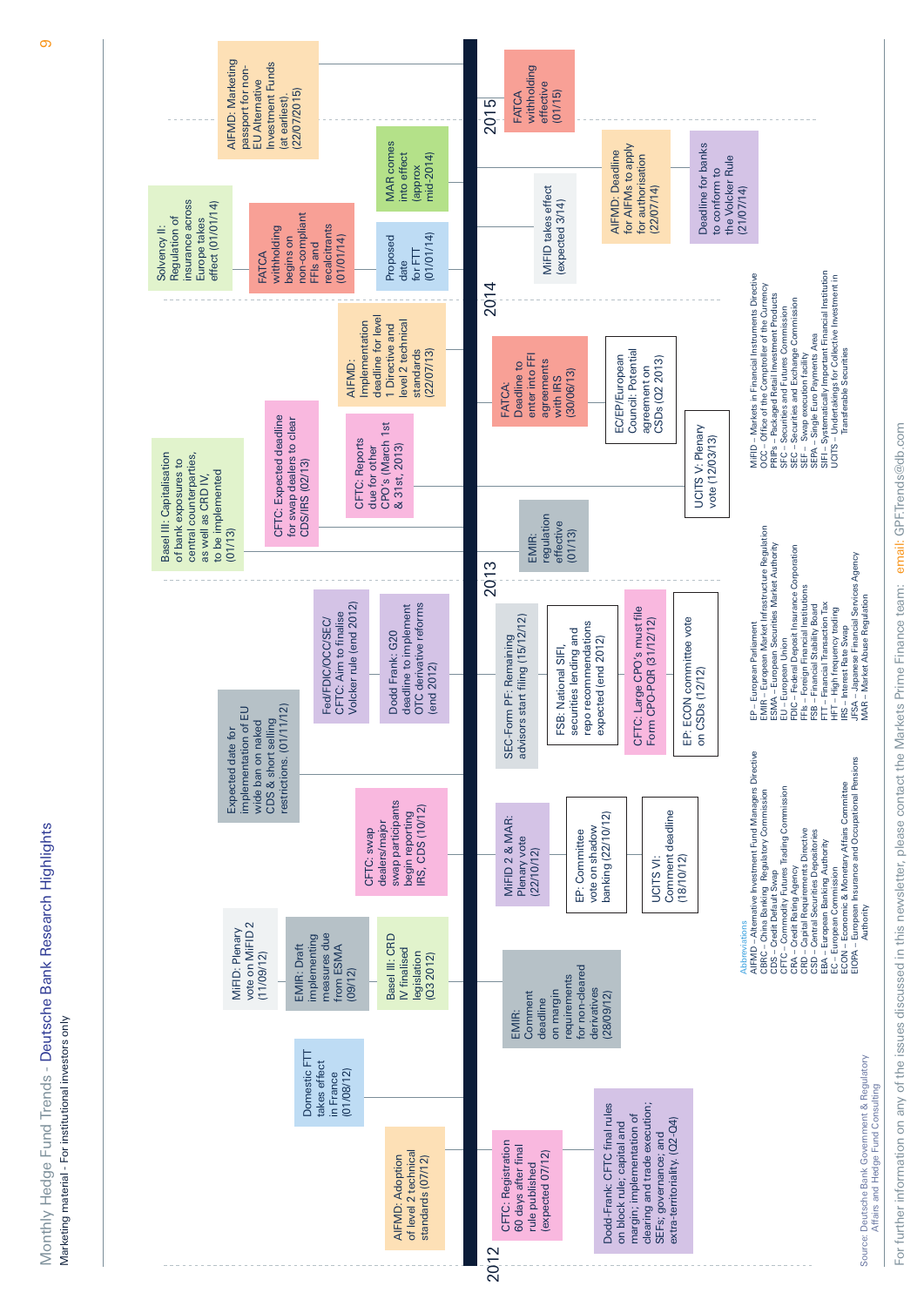Marketing material - For institutional investors only

## Regulatory timeline

### 2012

- AIFMD: Adoption of level 2 technical standards (07/12)
- CFTC: Registration 60 days after final rule published (expected 07/12)
- Dodd-Frank: CFTC final rules on block rule; capital and margin; implementation of clearing and trade execution; SEFs; governance; and extra-territoriality. (Q2-Q4)
- Domestic FTT takes effect in France (01/08/12)
- MiFID: Plenary vote on MiFID 2 (11/09/12)
- EMIR: Draft implementing measures due from ESMA (09/12)
- Basel III: CRD IV finalised legislation (Q3 2012)
- EMIR: Comment deadline on margin requirements for non-cleared derivatives (28/09/12)
- Expected date for implementation of EU wide ban on naked CDS & short selling restrictions. (01/11/12)
- CFTC: swap dealers/major swap participants begin reporting IRS, CDS (10/12)
- MiFID 2 & MAR: Plenary vote (22/10/12)
- EP: Committee vote on shadow banking (22/10/12)
- UCITS VI: Comment deadline (18/10/12)
- Fed/FDIC/OCC/SEC/CFTC: Aim to finalise Volcker rule (end 2012)
- Dodd Frank: G20 deadline to implement OTC derivative reforms (end 2012)
- SEC-Form PF: Remaining advisors start filing (15/12/12)
- FSB: National SIFI, securities lending and repo recommendations expected (end 2012)
- CFTC: Large CPO's must file Form CPO-PQR (31/12/12)
- EP: ECON committee vote on CSDs (12/12)

### 2013

- Basel III: Capitalisation of bank exposures to central counterparties, as well as CRD IV, to be implemented (01/13)
- CFTC: Expected deadline for swap dealers to clear CDS/IRS (02/13)
- CFTC: Reports due for other CPO's (March 1st & 31st, 2013)
- EMIR: regulation effective (01/13)
- AIFMD: Implementation deadline for level 1 Directive and level 2 technical standards (22/07/13)
- FATCA: Deadline to enter into FFI agreements with IRS (30/06/13)
- EC/EP/European Council: Potential agreement on CSDs (Q2 2013)
- UCITS V: Plenary vote (12/03/13)

### 2014

- Solvency II: Regulation of insurance across Europe takes effect (01/01/14)
- FATCA withholding begins on non-compliant FFIs and recalcitrants (01/01/14)
- Proposed date for FTT (01/01/14)
- MAR comes into effect (approx mid-2014)
- MiFID takes effect (expected 3/14)
- AIFMD: Deadline for AIFMs to apply for authorisation (22/07/14)
- Deadline for banks to conform to the Volcker Rule (21/07/14)

### 2015

- AIFMD: Marketing passport for non-EU Alternative Investment Funds (at earliest). (22/07/2015)
- FATCA withholding effective (01/15)

Source: Deutsche Bank Government & Regulatory Affairs and Hedge Fund Consulting

### Abbreviations

- AIFMD – Alternative Investment Fund Managers Directive
- CBRC – China Banking Regulatory Commission
- CDS – Credit Default Swap
- CFTC – Commodity Futures Trading Commission
- CRA – Credit Rating Agency
- CRD – Capital Requirements Directive
- CSD – Central Securities Depositories
- EBA – European Banking Authority
- EC – European Commission
- ECON – Economic & Monetary Affairs Committee
- EIOPA – European Insurance and Occupational Pensions Authority
- EP – European Parliament
- EMIR – European Market Infrastructure Regulation
- ESMA – European Securities Market Authority
- EU – European Union
- FDIC – Federal Deposit Insurance Corporation
- FFI – Foreign Financial Institution
- FSB – Financial Stability Board
- FTT – Financial Transaction Tax
- HFT – High frequency trading
- IRS – Interest Rate Swap
- JFSA – Japanese Financial Services Agency
- MAR – Market Abuse Regulation
- MiFID – Markets in Financial Instruments Directive
- OCC – Office of the Comptroller of the Currency
- PRIPs – Packaged Retail Investment Products
- SFC – Securities and Futures Commission
- SEC – Securities and Exchange Commission
- SEF – Swap execution facility
- SEPA – Single Euro Payments Area
- SIFI – Systematically Important Financial Institution
- UCITS – Undertakings for Collective Investment in Transferable Securities

For further information on any of the issues discussed in this newsletter, please contact the Markets Prime Finance team: email: GPFTrends@db.com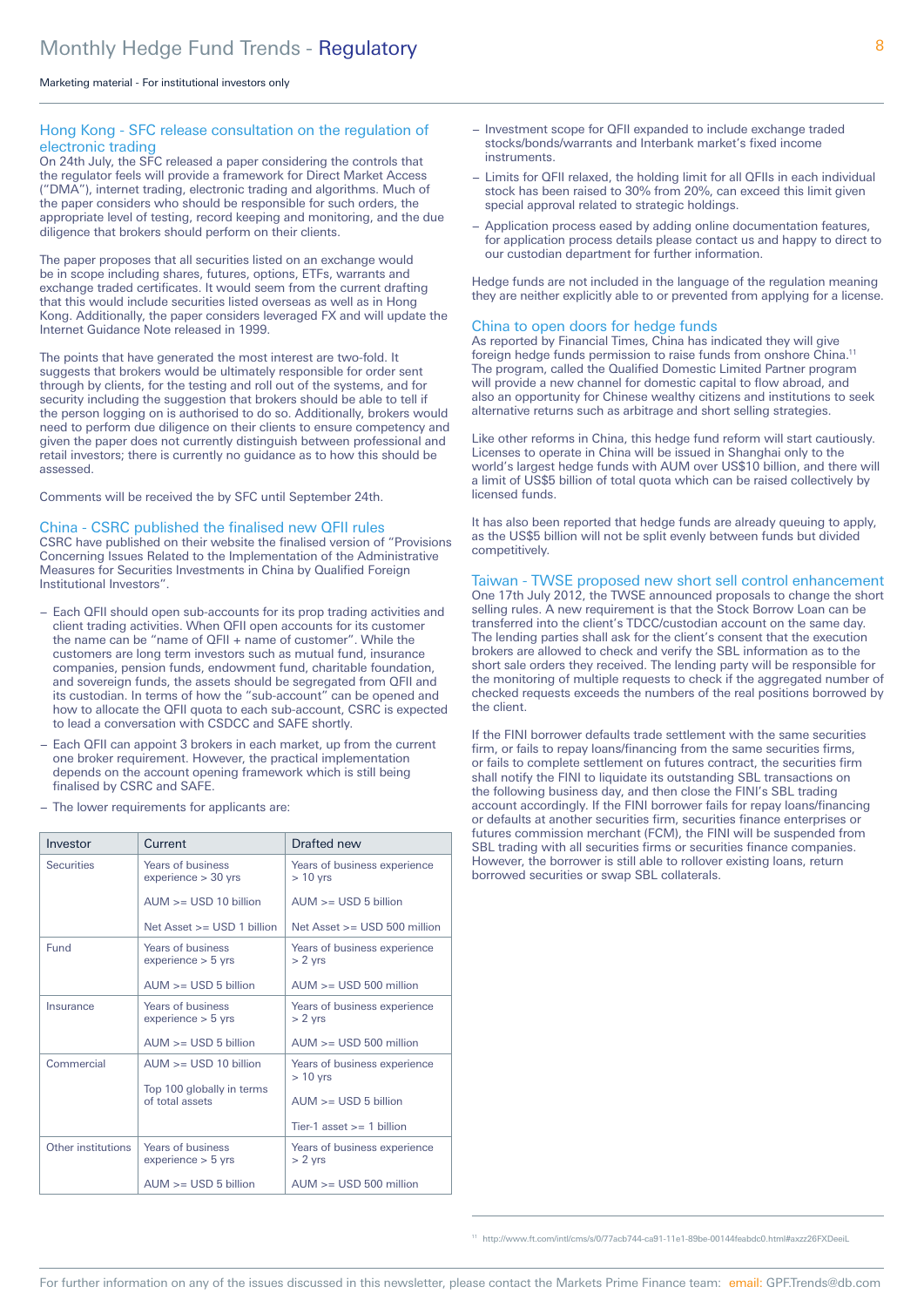## Hong Kong - SFC release consultation on the regulation of electronic trading

On 24th July, the SFC released a paper considering the controls that the regulator feels will provide a framework for Direct Market Access ("DMA"), internet trading, electronic trading and algorithms. Much of the paper considers who should be responsible for such orders, the appropriate level of testing, record keeping and monitoring, and the due diligence that brokers should perform on their clients.

The paper proposes that all securities listed on an exchange would be in scope including shares, futures, options, ETFs, warrants and exchange traded certificates. It would seem from the current drafting that this would include securities listed overseas as well as in Hong Kong. Additionally, the paper considers leveraged FX and will update the Internet Guidance Note released in 1999.

The points that have generated the most interest are two-fold. It suggests that brokers would be ultimately responsible for order sent through by clients, for the testing and roll out of the systems, and for security including the suggestion that brokers should be able to tell if the person logging on is authorised to do so. Additionally, brokers would need to perform due diligence on their clients to ensure competency and given the paper does not currently distinguish between professional and retail investors; there is currently no guidance as to how this should be assessed.

Comments will be received the by SFC until September 24th.

## China - CSRC published the finalised new QFII rules

CSRC have published on their website the finalised version of "Provisions Concerning Issues Related to the Implementation of the Administrative Measures for Securities Investments in China by Qualified Foreign Institutional Investors".

- Each QFII should open sub-accounts for its prop trading activities and client trading activities. When QFII open accounts for its customer the name can be "name of QFII + name of customer". While the customers are long term investors such as mutual fund, insurance companies, pension funds, endowment fund, charitable foundation, and sovereign funds, the assets should be segregated from QFII and its custodian. In terms of how the "sub-account" can be opened and how to allocate the QFII quota to each sub-account, CSRC is expected to lead a conversation with CSDCC and SAFE shortly.
- Each QFII can appoint 3 brokers in each market, up from the current one broker requirement. However, the practical implementation depends on the account opening framework which is still being finalised by CSRC and SAFE.
- The lower requirements for applicants are:

| Investor | Current | Drafted new |
|---|---|---|
| Securities | Years of business experience > 30 yrs<br>AUM >= USD 10 billion<br>Net Asset >= USD 1 billion | Years of business experience > 10 yrs<br>AUM >= USD 5 billion<br>Net Asset >= USD 500 million |
| Fund | Years of business experience > 5 yrs<br>AUM >= USD 5 billion | Years of business experience > 2 yrs<br>AUM >= USD 500 million |
| Insurance | Years of business experience > 5 yrs<br>AUM >= USD 5 billion | Years of business experience > 2 yrs<br>AUM >= USD 500 million |
| Commercial | AUM >= USD 10 billion<br>Top 100 globally in terms of total assets | Years of business experience > 10 yrs<br>AUM >= USD 5 billion<br>Tier-1 asset >= 1 billion |
| Other institutions | Years of business experience > 5 yrs<br>AUM >= USD 5 billion | Years of business experience > 2 yrs<br>AUM >= USD 500 million |

- Investment scope for QFII expanded to include exchange traded stocks/bonds/warrants and Interbank market's fixed income instruments.
- Limits for QFII relaxed, the holding limit for all QFIIs in each individual stock has been raised to 30% from 20%, can exceed this limit given special approval related to strategic holdings.
- Application process eased by adding online documentation features, for application process details please contact us and happy to direct to our custodian department for further information.

Hedge funds are not included in the language of the regulation meaning they are neither explicitly able to or prevented from applying for a license.

## China to open doors for hedge funds

As reported by Financial Times, China has indicated they will give foreign hedge funds permission to raise funds from onshore China.[11] The program, called the Qualified Domestic Limited Partner program will provide a new channel for domestic capital to flow abroad, and also an opportunity for Chinese wealthy citizens and institutions to seek alternative returns such as arbitrage and short selling strategies.

Like other reforms in China, this hedge fund reform will start cautiously. Licenses to operate in China will be issued in Shanghai only to the world's largest hedge funds with AUM over US$10 billion, and there will a limit of US$5 billion of total quota which can be raised collectively by licensed funds.

It has also been reported that hedge funds are already queuing to apply, as the US$5 billion will not be split evenly between funds but divided competitively.

## Taiwan - TWSE proposed new short sell control enhancement

One 17th July 2012, the TWSE announced proposals to change the short selling rules. A new requirement is that the Stock Borrow Loan can be transferred into the client's TDCC/custodian account on the same day. The lending parties shall ask for the client's consent that the execution brokers are allowed to check and verify the SBL information as to the short sale orders they received. The lending party will be responsible for the monitoring of multiple requests to check if the aggregated number of checked requests exceeds the numbers of the real positions borrowed by the client.

If the FINI borrower defaults trade settlement with the same securities firm, or fails to repay loans/financing from the same securities firms, or fails to complete settlement on futures contract, the securities firm shall notify the FINI to liquidate its outstanding SBL transactions on the following business day, and then close the FINI's SBL trading account accordingly. If the FINI borrower fails for repay loans/financing or defaults at another securities firm, securities finance enterprises or futures commission merchant (FCM), the FINI will be suspended from SBL trading with all securities firms or securities finance companies. However, the borrower is still able to rollover existing loans, return borrowed securities or swap SBL collaterals.

---

[11] http://www.ft.com/intl/cms/s/0/77acb744-ca91-11e1-89be-00144feabdc0.html#axzz26FXDeeiL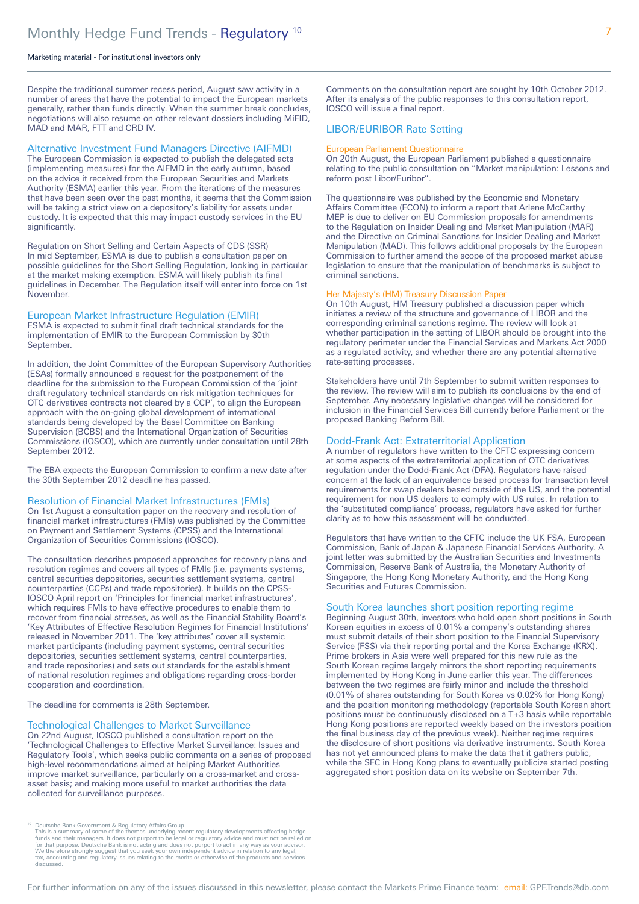# Monthly Hedge Fund Trends - Regulatory[10]

Marketing material - For institutional investors only

Despite the traditional summer recess period, August saw activity in a number of areas that have the potential to impact the European markets generally, rather than funds directly. When the summer break concludes, negotiations will also resume on other relevant dossiers including MiFID, MAD and MAR, FTT and CRD IV.

## Alternative Investment Fund Managers Directive (AIFMD)

The European Commission is expected to publish the delegated acts (implementing measures) for the AIFMD in the early autumn, based on the advice it received from the European Securities and Markets Authority (ESMA) earlier this year. From the iterations of the measures that have been seen over the past months, it seems that the Commission will be taking a strict view on a depository's liability for assets under custody. It is expected that this may impact custody services in the EU significantly.

Regulation on Short Selling and Certain Aspects of CDS (SSR)
In mid September, ESMA is due to publish a consultation paper on possible guidelines for the Short Selling Regulation, looking in particular at the market making exemption. ESMA will likely publish its final guidelines in December. The Regulation itself will enter into force on 1st November.

## European Market Infrastructure Regulation (EMIR)

ESMA is expected to submit final draft technical standards for the implementation of EMIR to the European Commission by 30th September.

In addition, the Joint Committee of the European Supervisory Authorities (ESAs) formally announced a request for the postponement of the deadline for the submission to the European Commission of the 'joint draft regulatory technical standards on risk mitigation techniques for OTC derivatives contracts not cleared by a CCP', to align the European approach with the on-going global development of international standards being developed by the Basel Committee on Banking Supervision (BCBS) and the International Organization of Securities Commissions (IOSCO), which are currently under consultation until 28th September 2012.

The EBA expects the European Commission to confirm a new date after the 30th September 2012 deadline has passed.

## Resolution of Financial Market Infrastructures (FMIs)

On 1st August a consultation paper on the recovery and resolution of financial market infrastructures (FMIs) was published by the Committee on Payment and Settlement Systems (CPSS) and the International Organization of Securities Commissions (IOSCO).

The consultation describes proposed approaches for recovery plans and resolution regimes and covers all types of FMIs (i.e. payments systems, central securities depositories, securities settlement systems, central counterparties (CCPs) and trade repositories). It builds on the CPSS-IOSCO April report on 'Principles for financial market infrastructures', which requires FMIs to have effective procedures to enable them to recover from financial stresses, as well as the Financial Stability Board's 'Key Attributes of Effective Resolution Regimes for Financial Institutions' released in November 2011. The 'key attributes' cover all systemic market participants (including payment systems, central securities depositories, securities settlement systems, central counterparties, and trade repositories) and sets out standards for the establishment of national resolution regimes and obligations regarding cross-border cooperation and coordination.

The deadline for comments is 28th September.

## Technological Challenges to Market Surveillance

On 22nd August, IOSCO published a consultation report on the 'Technological Challenges to Effective Market Surveillance: Issues and Regulatory Tools', which seeks public comments on a series of proposed high-level recommendations aimed at helping Market Authorities improve market surveillance, particularly on a cross-market and cross-asset basis; and making more useful to market authorities the data collected for surveillance purposes.

Comments on the consultation report are sought by 10th October 2012. After its analysis of the public responses to this consultation report, IOSCO will issue a final report.

## LIBOR/EURIBOR Rate Setting

### European Parliament Questionnaire

On 20th August, the European Parliament published a questionnaire relating to the public consultation on "Market manipulation: Lessons and reform post Libor/Euribor".

The questionnaire was published by the Economic and Monetary Affairs Committee (ECON) to inform a report that Arlene McCarthy MEP is due to deliver on EU Commission proposals for amendments to the Regulation on Insider Dealing and Market Manipulation (MAR) and the Directive on Criminal Sanctions for Insider Dealing and Market Manipulation (MAD). This follows additional proposals by the European Commission to further amend the scope of the proposed market abuse legislation to ensure that the manipulation of benchmarks is subject to criminal sanctions.

### Her Majesty's (HM) Treasury Discussion Paper

On 10th August, HM Treasury published a discussion paper which initiates a review of the structure and governance of LIBOR and the corresponding criminal sanctions regime. The review will look at whether participation in the setting of LIBOR should be brought into the regulatory perimeter under the Financial Services and Markets Act 2000 as a regulated activity, and whether there are any potential alternative rate-setting processes.

Stakeholders have until 7th September to submit written responses to the review. The review will aim to publish its conclusions by the end of September. Any necessary legislative changes will be considered for inclusion in the Financial Services Bill currently before Parliament or the proposed Banking Reform Bill.

## Dodd-Frank Act: Extraterritorial Application

A number of regulators have written to the CFTC expressing concern at some aspects of the extraterritorial application of OTC derivatives regulation under the Dodd-Frank Act (DFA). Regulators have raised concern at the lack of an equivalence based process for transaction level requirements for swap dealers based outside of the US, and the potential requirement for non US dealers to comply with US rules. In relation to the 'substituted compliance' process, regulators have asked for further clarity as to how this assessment will be conducted.

Regulators that have written to the CFTC include the UK FSA, European Commission, Bank of Japan & Japanese Financial Services Authority. A joint letter was submitted by the Australian Securities and Investments Commission, Reserve Bank of Australia, the Monetary Authority of Singapore, the Hong Kong Monetary Authority, and the Hong Kong Securities and Futures Commission.

## South Korea launches short position reporting regime

Beginning August 30th, investors who hold open short positions in South Korean equities in excess of 0.01% a company's outstanding shares must submit details of their short position to the Financial Supervisory Service (FSS) via their reporting portal and the Korea Exchange (KRX). Prime brokers in Asia were well prepared for this new rule as the South Korean regime largely mirrors the short reporting requirements implemented by Hong Kong in June earlier this year. The differences between the two regimes are fairly minor and include the threshold (0.01% of shares outstanding for South Korea vs 0.02% for Hong Kong) and the position monitoring methodology (reportable South Korean short positions must be continuously disclosed on a T+3 basis while reportable Hong Kong positions are reported weekly based on the investors position the final business day of the previous week). Neither regime requires the disclosure of short positions via derivative instruments. South Korea has not yet announced plans to make the data that it gathers public, while the SFC in Hong Kong plans to eventually publicize started posting aggregated short position data on its website on September 7th.

---

[10] Deutsche Bank Government & Regulatory Affairs Group
This is a summary of some of the themes underlying recent regulatory developments affecting hedge funds and their managers. It does not purport to be legal or regulatory advice and must not be relied on for that purpose. Deutsche Bank is not acting and does not purport to act in any way as your advisor. We therefore strongly suggest that you seek your own independent advice in relation to any legal, tax, accounting and regulatory issues relating to the merits or otherwise of the products and services discussed.

For further information on any of the issues discussed in this newsletter, please contact the Markets Prime Finance team: email: GPF.Trends@db.com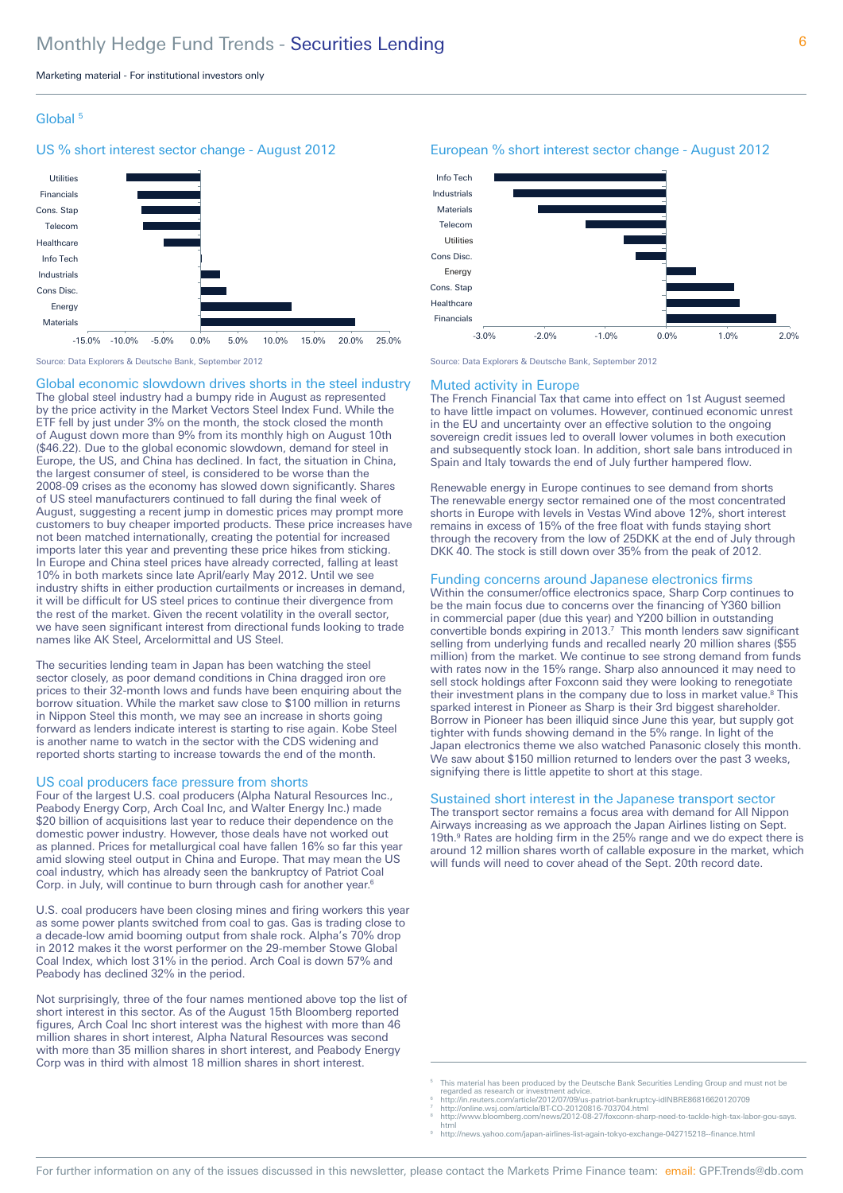## Global[5]

### US % short interest sector change - August 2012

Utilities, Financials, Cons. Stap, Telecom, Healthcare, Info Tech, Industrials, Cons Disc., Energy, Materials

-15.0% -10.0% -5.0% 0.0% 5.0% 10.0% 15.0% 20.0% 25.0%

Source: Data Explorers & Deutsche Bank, September 2012

### European % short interest sector change - August 2012

Info Tech, Industrials, Materials, Telecom, Utilities, Cons Disc., Energy, Cons. Stap, Healthcare, Financials

-3.0% -2.0% -1.0% 0.0% 1.0% 2.0%

Source: Data Explorers & Deutsche Bank, September 2012

### Global economic slowdown drives shorts in the steel industry

The global steel industry had a bumpy ride in August as represented by the price activity in the Market Vectors Steel Index Fund. While the ETF fell by just under 3% on the month, the stock closed the month of August down more than 9% from its monthly high on August 10th ($46.22). Due to the global economic slowdown, demand for steel in Europe, the US, and China has declined. In fact, the situation in China, the largest consumer of steel, is considered to be worse than the 2008-09 crises as the economy has slowed down significantly. Shares of US steel manufacturers continued to fall during the final week of August, suggesting a recent jump in domestic prices may prompt more customers to buy cheaper imported products. These price increases have not been matched internationally, creating the potential for increased imports later this year and preventing these price hikes from sticking. In Europe and China steel prices have already corrected, falling at least 10% in both markets since late April/early May 2012. Until we see industry shifts in either production curtailments or increases in demand, it will be difficult for US steel prices to continue their divergence from the rest of the market. Given the recent volatility in the overall sector, we have seen significant interest from directional funds looking to trade names like AK Steel, Arcelormittal and US Steel.

The securities lending team in Japan has been watching the steel sector closely, as poor demand conditions in China dragged iron ore prices to their 32-month lows and funds have been enquiring about the borrow situation. While the market saw close to $100 million in returns in Nippon Steel this month, we may see an increase in shorts going forward as lenders indicate interest is starting to rise again. Kobe Steel is another name to watch in the sector with the CDS widening and reported shorts starting to increase towards the end of the month.

### US coal producers face pressure from shorts

Four of the largest U.S. coal producers (Alpha Natural Resources Inc., Peabody Energy Corp, Arch Coal Inc, and Walter Energy Inc.) made $20 billion of acquisitions last year to reduce their dependence on the domestic power industry. However, those deals have not worked out as planned. Prices for metallurgical coal have fallen 16% so far this year amid slowing steel output in China and Europe. That may mean the US coal industry, which has already seen the bankruptcy of Patriot Coal Corp. in July, will continue to burn through cash for another year.[6]

U.S. coal producers have been closing mines and firing workers this year as some power plants switched from coal to gas. Gas is trading close to a decade-low amid booming output from shale rock. Alpha's 70% drop in 2012 makes it the worst performer on the 29-member Stowe Global Coal Index, which lost 31% in the period. Arch Coal is down 57% and Peabody has declined 32% in the period.

Not surprisingly, three of the four names mentioned above top the list of short interest in this sector. As of the August 15th Bloomberg reported figures, Arch Coal Inc short interest was the highest with more than 46 million shares in short interest, Alpha Natural Resources was second with more than 35 million shares in short interest, and Peabody Energy Corp was in third with almost 18 million shares in short interest.

### Muted activity in Europe

The French Financial Tax that came into effect on 1st August seemed to have little impact on volumes. However, continued economic unrest in the EU and uncertainty over an effective solution to the ongoing sovereign credit issues led to overall lower volumes in both execution and subsequently stock loan. In addition, short sale bans introduced in Spain and Italy towards the end of July further hampered flow.

Renewable energy in Europe continues to see demand from shorts The renewable energy sector remained one of the most concentrated shorts in Europe with levels in Vestas Wind above 12%, short interest remains in excess of 15% of the free float with funds staying short through the recovery from the low of 25DKK at the end of July through DKK 40. The stock is still down over 35% from the peak of 2012.

### Funding concerns around Japanese electronics firms

Within the consumer/office electronics space, Sharp Corp continues to be the main focus due to concerns over the financing of Y360 billion in commercial paper (due this year) and Y200 billion in outstanding convertible bonds expiring in 2013.[7] This month lenders saw significant selling from underlying funds and recalled nearly 20 million shares ($55 million) from the market. We continue to see strong demand from funds with rates now in the 15% range. Sharp also announced it may need to sell stock holdings after Foxconn said they were looking to renegotiate their investment plans in the company due to loss in market value.[8] This sparked interest in Pioneer as Sharp is their 3rd biggest shareholder. Borrow in Pioneer has been illiquid since June this year, but supply got tighter with funds showing demand in the 5% range. In light of the Japan electronics theme we also watched Panasonic closely this month. We saw about $150 million returned to lenders over the past 3 weeks, signifying there is little appetite to short at this stage.

### Sustained short interest in the Japanese transport sector

The transport sector remains a focus area with demand for All Nippon Airways increasing as we approach the Japan Airlines listing on Sept. 19th.[9] Rates are holding firm in the 25% range and we do expect there is around 12 million shares worth of callable exposure in the market, which will funds will need to cover ahead of the Sept. 20th record date.

---

[5] This material has been produced by the Deutsche Bank Securities Lending Group and must not be regarded as research or investment advice.
[6] http://in.reuters.com/article/2012/07/09/us-patriot-bankruptcy-idINBRE86816620120709
[7] http://online.wsj.com/article/BT-CO-20120816-703704.html
[8] http://www.bloomberg.com/news/2012-08-27/foxconn-sharp-need-to-tackle-high-tax-labor-gou-says.html
[9] http://news.yahoo.com/japan-airlines-list-again-tokyo-exchange-042715218--finance.html

For further information on any of the issues discussed in this newsletter, please contact the Markets Prime Finance team: email: GPF.Trends@db.com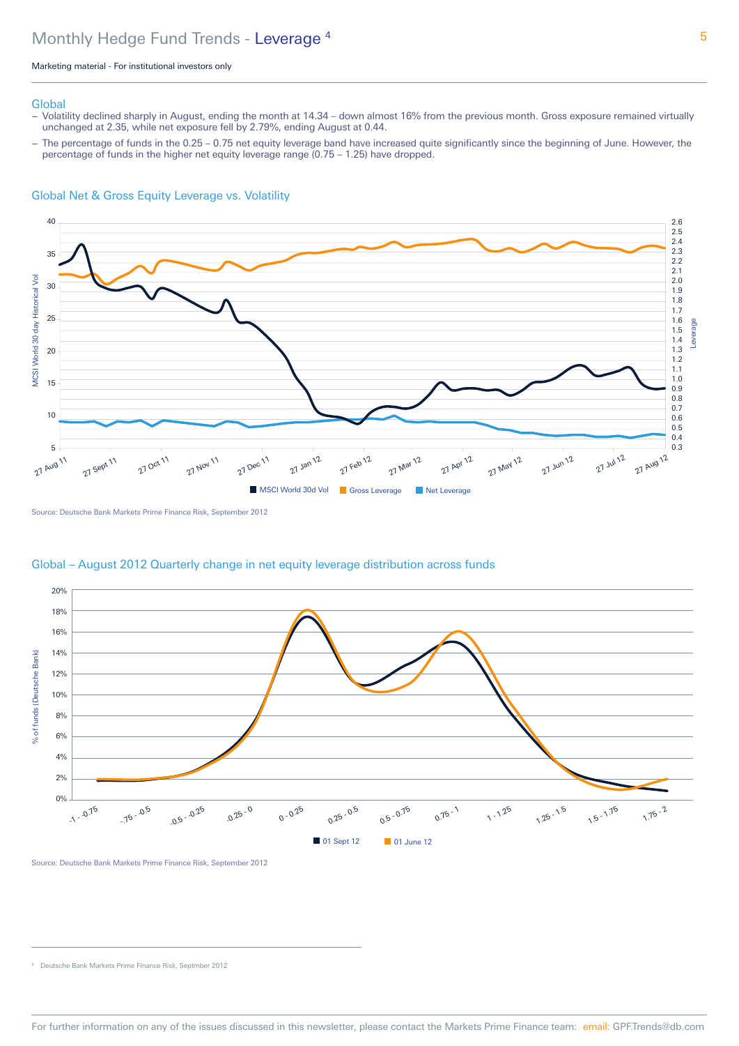# Monthly Hedge Fund Trends - Leverage [4]

Marketing material - For institutional investors only

## Global

- Volatility declined sharply in August, ending the month at 14.34 – down almost 16% from the previous month. Gross exposure remained virtually unchanged at 2.35, while net exposure fell by 2.79%, ending August at 0.44.
- The percentage of funds in the 0.25 – 0.75 net equity leverage band have increased quite significantly since the beginning of June. However, the percentage of funds in the higher net equity leverage range (0.75 – 1.25) have dropped.

### Global Net & Gross Equity Leverage vs. Volatility

Source: Deutsche Bank Markets Prime Finance Risk, September 2012

### Global – August 2012 Quarterly change in net equity leverage distribution across funds

Source: Deutsche Bank Markets Prime Finance Risk, September 2012

[4] Deutsche Bank Markets Prime Finance Risk, Septmber 2012

For further information on any of the issues discussed in this newsletter, please contact the Markets Prime Finance team: email: GPF.Trends@db.com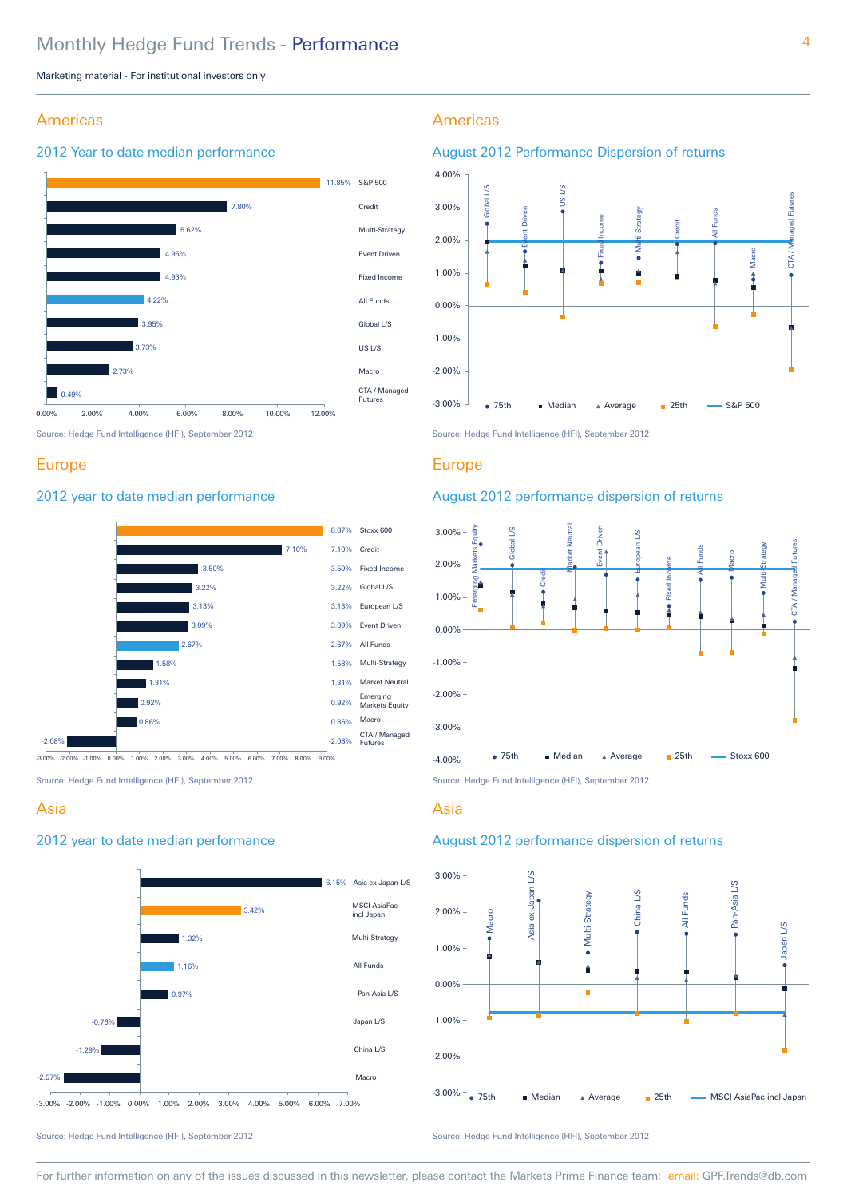# Monthly Hedge Fund Trends - Performance

Marketing material - For institutional investors only

## Americas

### 2012 Year to date median performance

| Strategy | Performance |
|---|---|
| S&P 500 | 11.85% |
| Credit | 7.80% |
| Multi-Strategy | 5.62% |
| Event Driven | 4.95% |
| Fixed Income | 4.93% |
| All Funds | 4.22% |
| Global L/S | 3.95% |
| US L/S | 3.73% |
| Macro | 2.73% |
| CTA / Managed Futures | 0.49% |

Source: Hedge Fund Intelligence (HFI), September 2012

## Americas

### August 2012 Performance Dispersion of returns

Chart categories: Global L/S, Event Driven, US L/S, Fixed Income, Multi-Strategy, Credit, All Funds, Macro, CTA / Managed Futures

Legend: 75th, Median, Average, 25th, S&P 500

Source: Hedge Fund Intelligence (HFI), September 2012

## Europe

### 2012 year to date median performance

| Strategy | Performance |
|---|---|
| Stoxx 600 | 8.87% |
| Credit | 7.10% |
| Fixed Income | 3.50% |
| Global L/S | 3.22% |
| European L/S | 3.13% |
| Event Driven | 3.09% |
| All Funds | 2.67% |
| Multi-Strategy | 1.58% |
| Market Neutral | 1.31% |
| Emerging Markets Equity | 0.92% |
| Macro | 0.86% |
| CTA / Managed Futures | -2.08% |

Source: Hedge Fund Intelligence (HFI), September 2012

## Europe

### August 2012 performance dispersion of returns

Chart categories: Emerging Markets Equity, Global L/S, Credit, Market Neutral, Event Driven, European L/S, Fixed Income, All Funds, Macro, Multi-Strategy, CTA / Managed Futures

Legend: 75th, Median, Average, 25th, Stoxx 600

Source: Hedge Fund Intelligence (HFI), September 2012

## Asia

### 2012 year to date median performance

| Strategy | Performance |
|---|---|
| Asia ex-Japan L/S | 6.15% |
| MSCI AsiaPac incl Japan | 3.42% |
| Multi-Strategy | 1.32% |
| All Funds | 1.16% |
| Pan-Asia L/S | 0.97% |
| Japan L/S | -0.76% |
| China L/S | -1.29% |
| Macro | -2.57% |

Source: Hedge Fund Intelligence (HFI), September 2012

## Asia

### August 2012 performance dispersion of returns

Chart categories: Macro, Asia ex-Japan L/S, Multi-Strategy, China L/S, All Funds, Pan-Asia L/S, Japan L/S

Legend: 75th, Median, Average, 25th, MSCI AsiaPac incl Japan

Source: Hedge Fund Intelligence (HFI), September 2012

For further information on any of the issues discussed in this newsletter, please contact the Markets Prime Finance team: email: GPF.Trends@db.com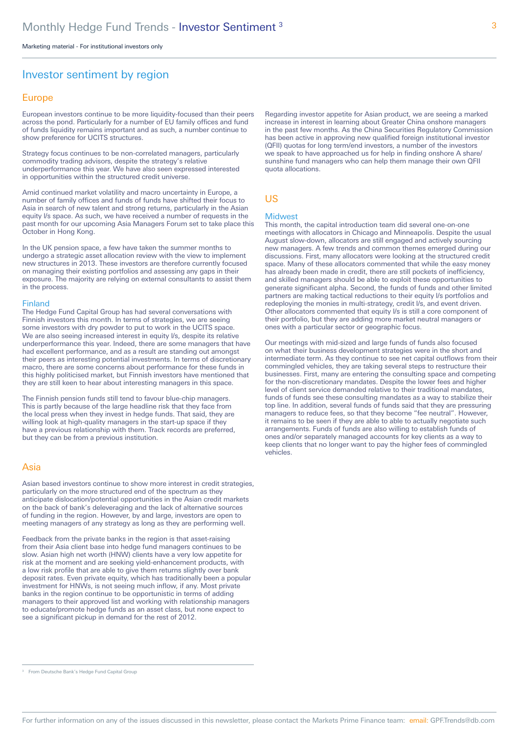Marketing material - For institutional investors only

## Investor sentiment by region

### Europe

European investors continue to be more liquidity-focused than their peers across the pond. Particularly for a number of EU family offices and fund of funds liquidity remains important and as such, a number continue to show preference for UCITS structures.

Strategy focus continues to be non-correlated managers, particularly commodity trading advisors, despite the strategy's relative underperformance this year. We have also seen expressed interested in opportunities within the structured credit universe.

Amid continued market volatility and macro uncertainty in Europe, a number of family offices and funds of funds have shifted their focus to Asia in search of new talent and strong returns, particularly in the Asian equity l/s space. As such, we have received a number of requests in the past month for our upcoming Asia Managers Forum set to take place this October in Hong Kong.

In the UK pension space, a few have taken the summer months to undergo a strategic asset allocation review with the view to implement new structures in 2013. These investors are therefore currently focused on managing their existing portfolios and assessing any gaps in their exposure. The majority are relying on external consultants to assist them in the process.

#### Finland

The Hedge Fund Capital Group has had several conversations with Finnish investors this month. In terms of strategies, we are seeing some investors with dry powder to put to work in the UCITS space. We are also seeing increased interest in equity l/s, despite its relative underperformance this year. Indeed, there are some managers that have had excellent performance, and as a result are standing out amongst their peers as interesting potential investments. In terms of discretionary macro, there are some concerns about performance for these funds in this highly politicised market, but Finnish investors have mentioned that they are still keen to hear about interesting managers in this space.

The Finnish pension funds still tend to favour blue-chip managers. This is partly because of the large headline risk that they face from the local press when they invest in hedge funds. That said, they are willing look at high-quality managers in the start-up space if they have a previous relationship with them. Track records are preferred, but they can be from a previous institution.

### Asia

Asian based investors continue to show more interest in credit strategies, particularly on the more structured end of the spectrum as they anticipate dislocation/potential opportunities in the Asian credit markets on the back of bank's deleveraging and the lack of alternative sources of funding in the region. However, by and large, investors are open to meeting managers of any strategy as long as they are performing well.

Feedback from the private banks in the region is that asset-raising from their Asia client base into hedge fund managers continues to be slow. Asian high net worth (HNW) clients have a very low appetite for risk at the moment and are seeking yield-enhancement products, with a low risk profile that are able to give them returns slightly over bank deposit rates. Even private equity, which has traditionally been a popular investment for HNWs, is not seeing much inflow, if any. Most private banks in the region continue to be opportunistic in terms of adding managers to their approved list and working with relationship managers to educate/promote hedge funds as an asset class, but none expect to see a significant pickup in demand for the rest of 2012.

Regarding investor appetite for Asian product, we are seeing a marked increase in interest in learning about Greater China onshore managers in the past few months. As the China Securities Regulatory Commission has been active in approving new qualified foreign institutional investor (QFII) quotas for long term/end investors, a number of the investors we speak to have approached us for help in finding onshore A share/ sunshine fund managers who can help them manage their own QFII quota allocations.

### US

#### Midwest

This month, the capital introduction team did several one-on-one meetings with allocators in Chicago and Minneapolis. Despite the usual August slow-down, allocators are still engaged and actively sourcing new managers. A few trends and common themes emerged during our discussions. First, many allocators were looking at the structured credit space. Many of these allocators commented that while the easy money has already been made in credit, there are still pockets of inefficiency, and skilled managers should be able to exploit these opportunities to generate significant alpha. Second, the funds of funds and other limited partners are making tactical reductions to their equity l/s portfolios and redeploying the monies in multi-strategy, credit l/s, and event driven. Other allocators commented that equity l/s is still a core component of their portfolio, but they are adding more market neutral managers or ones with a particular sector or geographic focus.

Our meetings with mid-sized and large funds of funds also focused on what their business development strategies were in the short and intermediate term. As they continue to see net capital outflows from their commingled vehicles, they are taking several steps to restructure their businesses. First, many are entering the consulting space and competing for the non-discretionary mandates. Despite the lower fees and higher level of client service demanded relative to their traditional mandates, funds of funds see these consulting mandates as a way to stabilize their top line. In addition, several funds of funds said that they are pressuring managers to reduce fees, so that they become "fee neutral". However, it remains to be seen if they are able to able to actually negotiate such arrangements. Funds of funds are also willing to establish funds of ones and/or separately managed accounts for key clients as a way to keep clients that no longer want to pay the higher fees of commingled vehicles.

[3] From Deutsche Bank's Hedge Fund Capital Group

For further information on any of the issues discussed in this newsletter, please contact the Markets Prime Finance team: email: GPF.Trends@db.com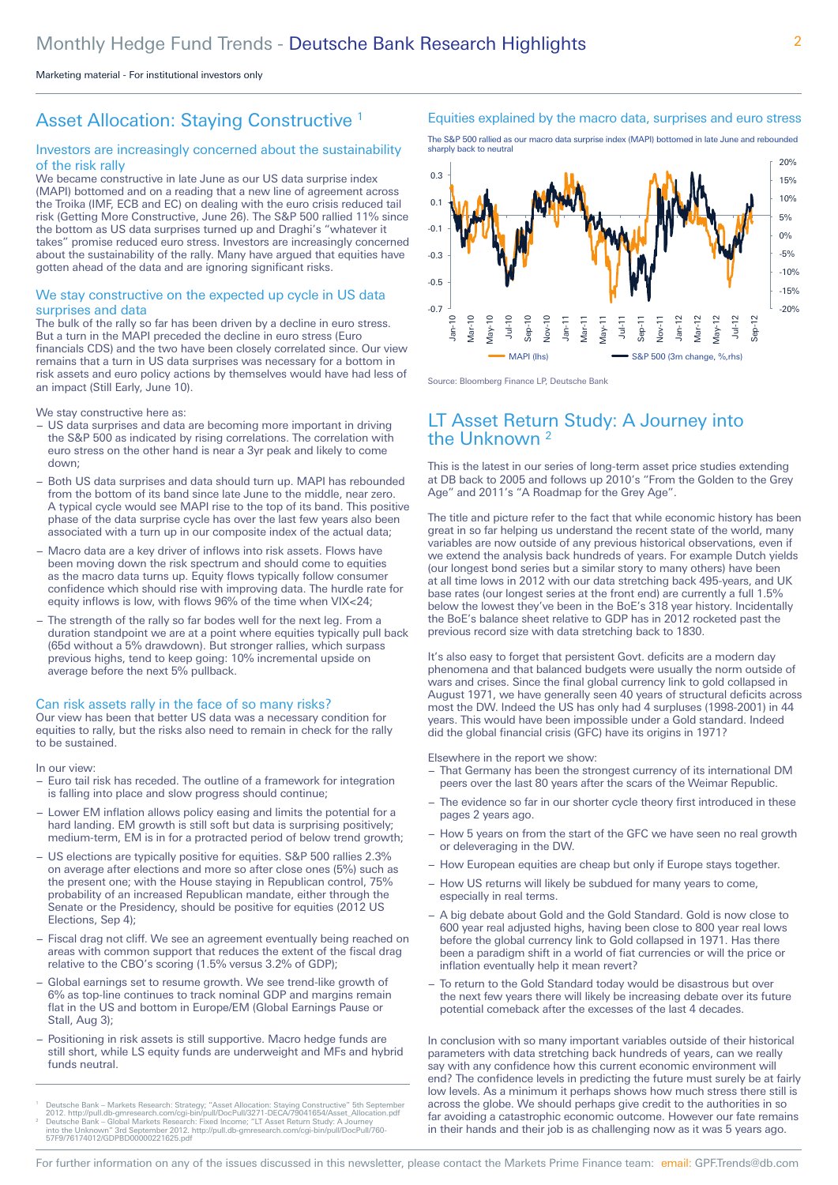Marketing material - For institutional investors only

## Asset Allocation: Staying Constructive [1]

### Investors are increasingly concerned about the sustainability of the risk rally

We became constructive in late June as our US data surprise index (MAPI) bottomed and on a reading that a new line of agreement across the Troika (IMF, ECB and EC) on dealing with the euro crisis reduced tail risk (Getting More Constructive, June 26). The S&P 500 rallied 11% since the bottom as US data surprises turned up and Draghi's "whatever it takes" promise reduced euro stress. Investors are increasingly concerned about the sustainability of the rally. Many have argued that equities have gotten ahead of the data and are ignoring significant risks.

### We stay constructive on the expected up cycle in US data surprises and data

The bulk of the rally so far has been driven by a decline in euro stress. But a turn in the MAPI preceded the decline in euro stress (Euro financials CDS) and the two have been closely correlated since. Our view remains that a turn up in US data surprises was necessary for a bottom in risk assets and euro policy actions by themselves would have had less of an impact (Still Early, June 10).

We stay constructive here as:

- US data surprises and data are becoming more important in driving the S&P 500 as indicated by rising correlations. The correlation with euro stress on the other hand is near a 3yr peak and likely to come down;
- Both US data surprises and data should turn up. MAPI has rebounded from the bottom of its band since late June to the middle, near zero. A typical cycle would see MAPI rise to the top of its band. This positive phase of the data surprise cycle has over the last few years also been associated with a turn up in our composite index of the actual data;
- Macro data are a key driver of inflows into risk assets. Flows have been moving down the risk spectrum and should come to equities as the macro data turns up. Equity flows typically follow consumer confidence which should rise with improving data. The hurdle rate for equity inflows is low, with flows 96% of the time when VIX<24;
- The strength of the rally so far bodes well for the next leg. From a duration standpoint we are at a point where equities typically pull back (65d without a 5% drawdown). But stronger rallies, which surpass previous highs, tend to keep going: 10% incremental upside on average before the next 5% pullback.

### Can risk assets rally in the face of so many risks?

Our view has been that better US data was a necessary condition for equities to rally, but the risks also need to remain in check for the rally to be sustained.

In our view:

- Euro tail risk has receded. The outline of a framework for integration is falling into place and slow progress should continue;
- Lower EM inflation allows policy easing and limits the potential for a hard landing. EM growth is still soft but data is surprising positively; medium-term, EM is in for a protracted period of below trend growth;
- US elections are typically positive for equities. S&P 500 rallies 2.3% on average after elections and more so after close ones (5%) such as the present one; with the House staying in Republican control, 75% probability of an increased Republican mandate, either through the Senate or the Presidency, should be positive for equities (2012 US Elections, Sep 4);
- Fiscal drag not cliff. We see an agreement eventually being reached on areas with common support that reduces the extent of the fiscal drag relative to the CBO's scoring (1.5% versus 3.2% of GDP);
- Global earnings set to resume growth. We see trend-like growth of 6% as top-line continues to track nominal GDP and margins remain flat in the US and bottom in Europe/EM (Global Earnings Pause or Stall, Aug 3);
- Positioning in risk assets is still supportive. Macro hedge funds are still short, while LS equity funds are underweight and MFs and hybrid funds neutral.

[1] Deutsche Bank – Markets Research: Strategy; "Asset Allocation: Staying Constructive" 5th September 2012. http://pull.db-gmresearch.com/cgi-bin/pull/DocPull/3271-DECA/79041654/Asset_Allocation.pdf

[2] Deutsche Bank – Global Markets Research: Fixed Income; "LT Asset Return Study: A Journey into the Unknown" 3rd September 2012. http://pull.db-gmresearch.com/cgi-bin/pull/DocPull/760-57F9/76174012/GDPBD00000221625.pdf

### Equities explained by the macro data, surprises and euro stress

The S&P 500 rallied as our macro data surprise index (MAPI) bottomed in late June and rebounded sharply back to neutral

0.3
0.1
-0.1
-0.3
-0.5
-0.7

20%
15%
10%
5%
0%
-5%
-10%
-15%
-20%

Jan-10 Mar-10 May-10 Jul-10 Sep-10 Nov-10 Jan-11 Mar-11 May-11 Jul-11 Sep-11 Nov-11 Jan-12 Mar-12 May-12 Jul-12 Sep-12

MAPI (lhs) S&P 500 (3m change, %,rhs)

Source: Bloomberg Finance LP, Deutsche Bank

## LT Asset Return Study: A Journey into the Unknown [2]

This is the latest in our series of long-term asset price studies extending at DB back to 2005 and follows up 2010's "From the Golden to the Grey Age" and 2011's "A Roadmap for the Grey Age".

The title and picture refer to the fact that while economic history has been great in so far helping us understand the recent state of the world, many variables are now outside of any previous historical observations, even if we extend the analysis back hundreds of years. For example Dutch yields (our longest bond series but a similar story to many others) have been at all time lows in 2012 with our data stretching back 495-years, and UK base rates (our longest series at the front end) are currently a full 1.5% below the lowest they've been in the BoE's 318 year history. Incidentally the BoE's balance sheet relative to GDP has in 2012 rocketed past the previous record size with data stretching back to 1830.

It's also easy to forget that persistent Govt. deficits are a modern day phenomena and that balanced budgets were usually the norm outside of wars and crises. Since the final global currency link to gold collapsed in August 1971, we have generally seen 40 years of structural deficits across most the DW. Indeed the US has only had 4 surpluses (1998-2001) in 44 years. This would have been impossible under a Gold standard. Indeed did the global financial crisis (GFC) have its origins in 1971?

Elsewhere in the report we show:

- That Germany has been the strongest currency of its international DM peers over the last 80 years after the scars of the Weimar Republic.
- The evidence so far in our shorter cycle theory first introduced in these pages 2 years ago.
- How 5 years on from the start of the GFC we have seen no real growth or deleveraging in the DW.
- How European equities are cheap but only if Europe stays together.
- How US returns will likely be subdued for many years to come, especially in real terms.
- A big debate about Gold and the Gold Standard. Gold is now close to 600 year real adjusted highs, having been close to 800 year real lows before the global currency link to Gold collapsed in 1971. Has there been a paradigm shift in a world of fiat currencies or will the price or inflation eventually help it mean revert?
- To return to the Gold Standard today would be disastrous but over the next few years there will likely be increasing debate over its future potential comeback after the excesses of the last 4 decades.

In conclusion with so many important variables outside of their historical parameters with data stretching back hundreds of years, can we really say with any confidence how this current economic environment will end? The confidence levels in predicting the future must surely be at fairly low levels. As a minimum it perhaps shows how much stress there still is across the globe. We should perhaps give credit to the authorities in so far avoiding a catastrophic economic outcome. However our fate remains in their hands and their job is as challenging now as it was 5 years ago.

For further information on any of the issues discussed in this newsletter, please contact the Markets Prime Finance team: email: GPF.Trends@db.com